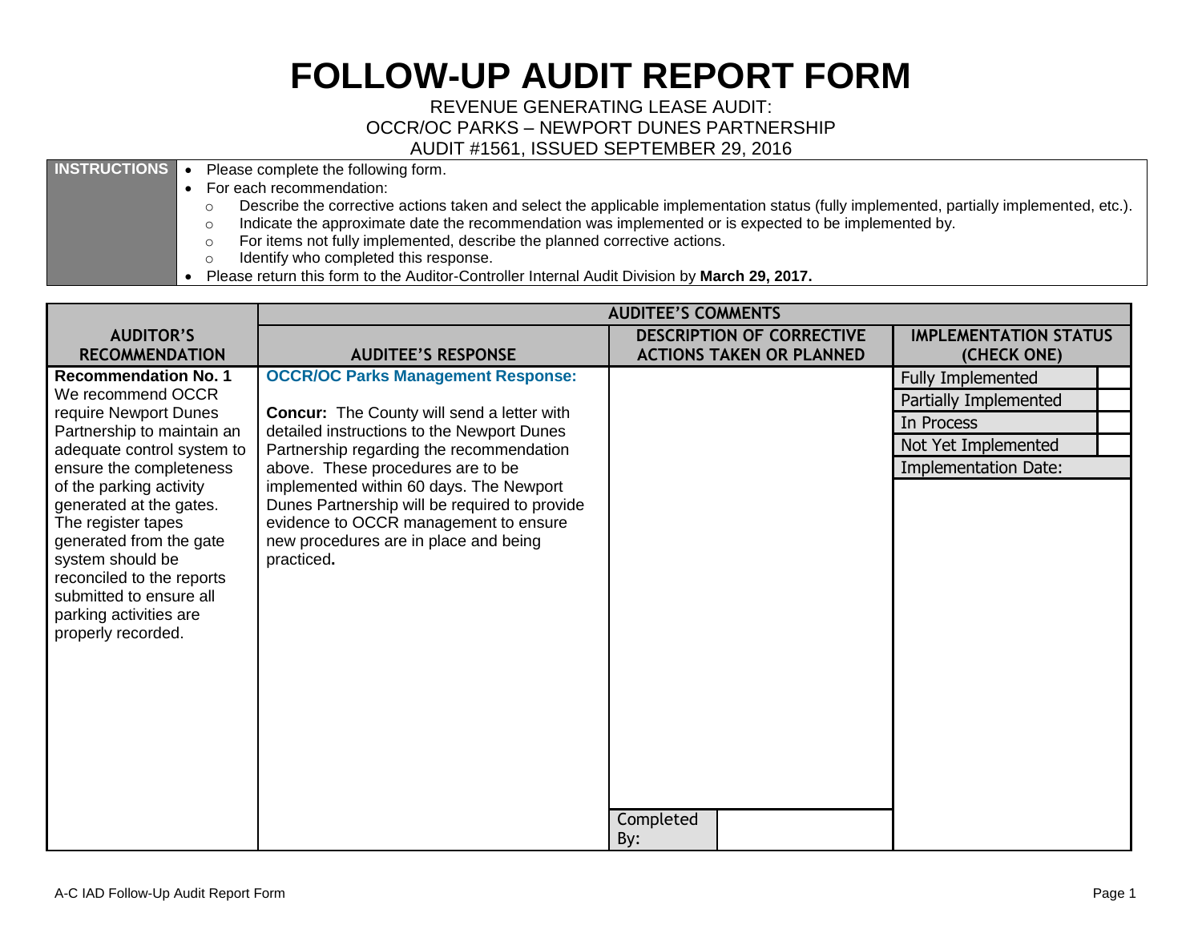# FOLLOW-UP AUDIT REPORT FORM

REVENUE GENERATING LEASE AUDIT:
OCCR/OC PARKS – NEWPORT DUNES PARTNERSHIP
AUDIT #1561, ISSUED SEPTEMBER 29, 2016

| INSTRUCTIONS | |
|---|---|
| | • Please complete the following form.<br>• For each recommendation:<br>&nbsp;&nbsp;○ Describe the corrective actions taken and select the applicable implementation status (fully implemented, partially implemented, etc.).<br>&nbsp;&nbsp;○ Indicate the approximate date the recommendation was implemented or is expected to be implemented by.<br>&nbsp;&nbsp;○ For items not fully implemented, describe the planned corrective actions.<br>&nbsp;&nbsp;○ Identify who completed this response.<br>• Please return this form to the Auditor-Controller Internal Audit Division by **March 29, 2017.** |

| AUDITOR'S RECOMMENDATION | AUDITEE'S COMMENTS | | |
|---|---|---|---|
| | **AUDITEE'S RESPONSE** | **DESCRIPTION OF CORRECTIVE ACTIONS TAKEN OR PLANNED** | **IMPLEMENTATION STATUS (CHECK ONE)** |
| **Recommendation No. 1**<br>We recommend OCCR require Newport Dunes Partnership to maintain an adequate control system to ensure the completeness of the parking activity generated at the gates. The register tapes generated from the gate system should be reconciled to the reports submitted to ensure all parking activities are properly recorded. | **OCCR/OC Parks Management Response:**<br><br>**Concur:** The County will send a letter with detailed instructions to the Newport Dunes Partnership regarding the recommendation above. These procedures are to be implemented within 60 days. The Newport Dunes Partnership will be required to provide evidence to OCCR management to ensure new procedures are in place and being practiced**.** | <br><br><br><br><br><br><br>Completed By: | Fully Implemented ☐<br>Partially Implemented ☐<br>In Process ☐<br>Not Yet Implemented ☐<br>Implementation Date: |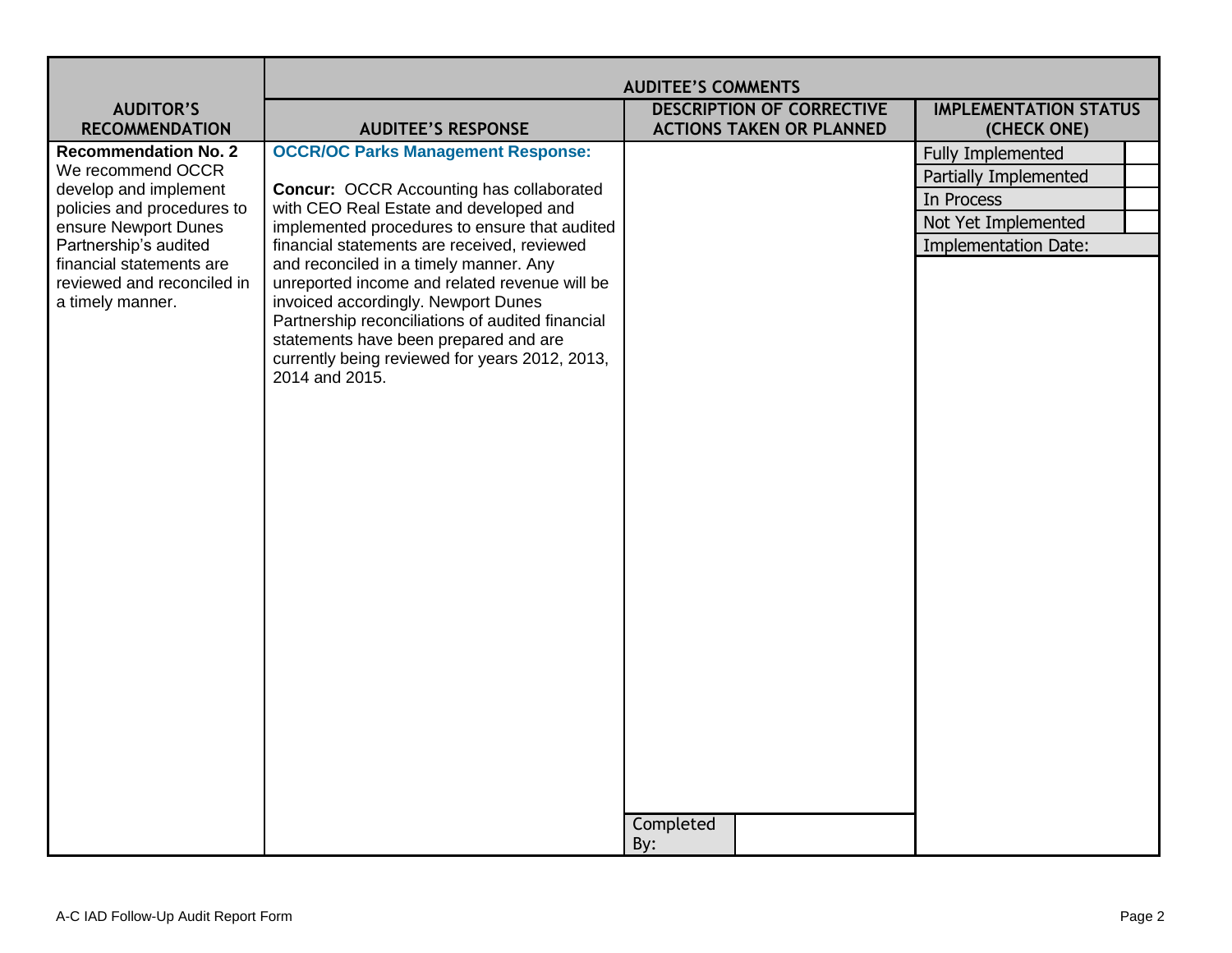| AUDITOR'S RECOMMENDATION | AUDITEE'S COMMENTS | | |
|---|---|---|---|
| | **AUDITEE'S RESPONSE** | **DESCRIPTION OF CORRECTIVE ACTIONS TAKEN OR PLANNED** | **IMPLEMENTATION STATUS (CHECK ONE)** |
| **Recommendation No. 2** We recommend OCCR develop and implement policies and procedures to ensure Newport Dunes Partnership's audited financial statements are reviewed and reconciled in a timely manner. | **OCCR/OC Parks Management Response:** <br><br> **Concur:** OCCR Accounting has collaborated with CEO Real Estate and developed and implemented procedures to ensure that audited financial statements are received, reviewed and reconciled in a timely manner. Any unreported income and related revenue will be invoiced accordingly. Newport Dunes Partnership reconciliations of audited financial statements have been prepared and are currently being reviewed for years 2012, 2013, 2014 and 2015. | <br><br><br><br><br><br>Completed By: | Fully Implemented ☐ <br> Partially Implemented ☐ <br> In Process ☐ <br> Not Yet Implemented ☐ <br> Implementation Date: |

A-C IAD Follow-Up Audit Report Form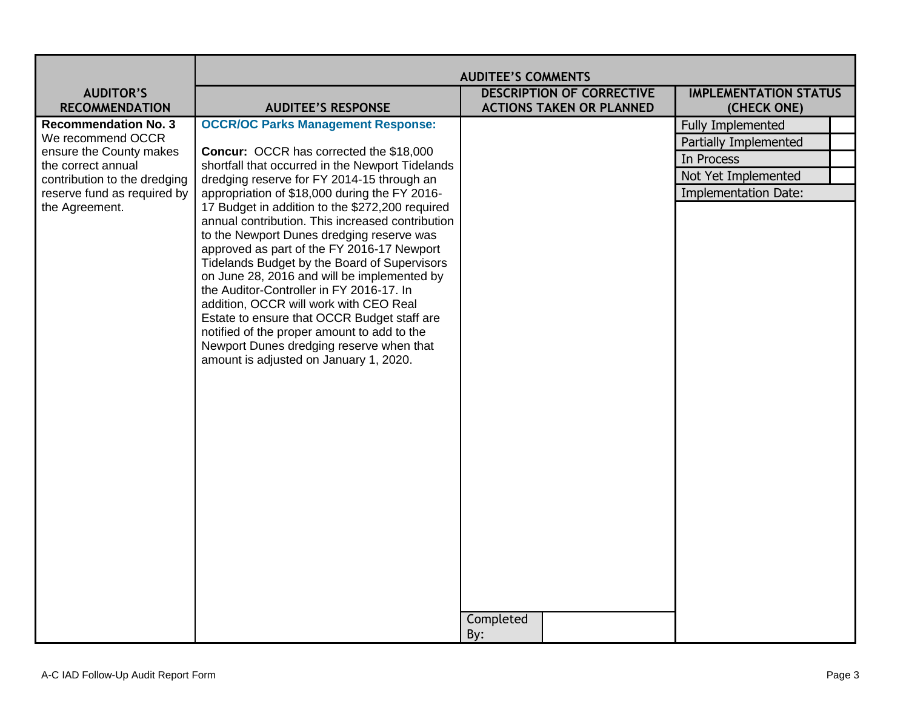| AUDITOR'S RECOMMENDATION | AUDITEE'S COMMENTS | | |
|---|---|---|---|
| | **AUDITEE'S RESPONSE** | **DESCRIPTION OF CORRECTIVE ACTIONS TAKEN OR PLANNED** | **IMPLEMENTATION STATUS (CHECK ONE)** |
| **Recommendation No. 3** We recommend OCCR ensure the County makes the correct annual contribution to the dredging reserve fund as required by the Agreement. | **OCCR/OC Parks Management Response:** **Concur:** OCCR has corrected the $18,000 shortfall that occurred in the Newport Tidelands dredging reserve for FY 2014-15 through an appropriation of $18,000 during the FY 2016-17 Budget in addition to the $272,200 required annual contribution. This increased contribution to the Newport Dunes dredging reserve was approved as part of the FY 2016-17 Newport Tidelands Budget by the Board of Supervisors on June 28, 2016 and will be implemented by the Auditor-Controller in FY 2016-17. In addition, OCCR will work with CEO Real Estate to ensure that OCCR Budget staff are notified of the proper amount to add to the Newport Dunes dredging reserve when that amount is adjusted on January 1, 2020. | Completed By: | Fully Implemented ☐<br>Partially Implemented ☐<br>In Process ☐<br>Not Yet Implemented ☐<br>Implementation Date: |

A-C IAD Follow-Up Audit Report Form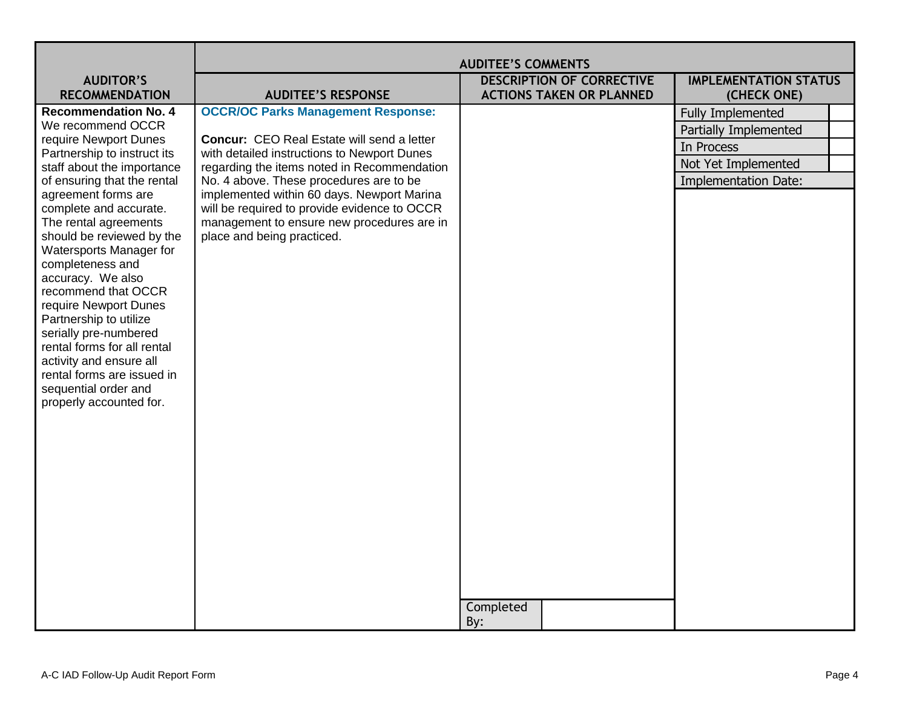| AUDITOR'S RECOMMENDATION | AUDITEE'S COMMENTS | | |
|---|---|---|---|
| | **AUDITEE'S RESPONSE** | **DESCRIPTION OF CORRECTIVE ACTIONS TAKEN OR PLANNED** | **IMPLEMENTATION STATUS (CHECK ONE)** |
| **Recommendation No. 4** We recommend OCCR require Newport Dunes Partnership to instruct its staff about the importance of ensuring that the rental agreement forms are complete and accurate. The rental agreements should be reviewed by the Watersports Manager for completeness and accuracy. We also recommend that OCCR require Newport Dunes Partnership to utilize serially pre-numbered rental forms for all rental activity and ensure all rental forms are issued in sequential order and properly accounted for. | **OCCR/OC Parks Management Response:**<br><br>**Concur:** CEO Real Estate will send a letter with detailed instructions to Newport Dunes regarding the items noted in Recommendation No. 4 above. These procedures are to be implemented within 60 days. Newport Marina will be required to provide evidence to OCCR management to ensure new procedures are in place and being practiced. | Completed By: | Fully Implemented ☐<br>Partially Implemented ☐<br>In Process ☐<br>Not Yet Implemented ☐<br>Implementation Date: |

A-C IAD Follow-Up Audit Report Form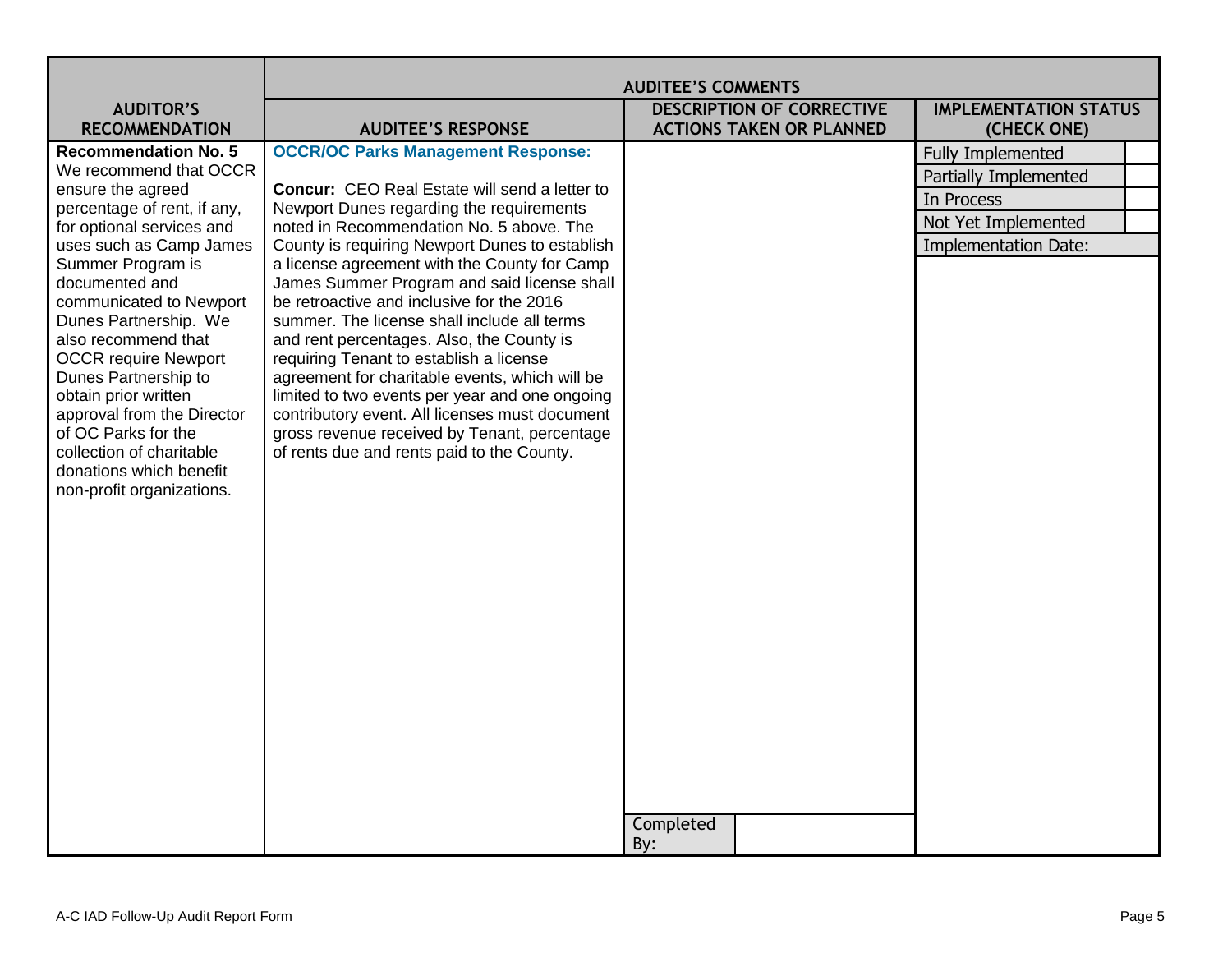| AUDITOR'S RECOMMENDATION | AUDITEE'S COMMENTS | | |
|---|---|---|---|
| | AUDITEE'S RESPONSE | DESCRIPTION OF CORRECTIVE ACTIONS TAKEN OR PLANNED | IMPLEMENTATION STATUS (CHECK ONE) |
| **Recommendation No. 5** We recommend that OCCR ensure the agreed percentage of rent, if any, for optional services and uses such as Camp James Summer Program is documented and communicated to Newport Dunes Partnership. We also recommend that OCCR require Newport Dunes Partnership to obtain prior written approval from the Director of OC Parks for the collection of charitable donations which benefit non-profit organizations. | **OCCR/OC Parks Management Response:** **Concur:** CEO Real Estate will send a letter to Newport Dunes regarding the requirements noted in Recommendation No. 5 above. The County is requiring Newport Dunes to establish a license agreement with the County for Camp James Summer Program and said license shall be retroactive and inclusive for the 2016 summer. The license shall include all terms and rent percentages. Also, the County is requiring Tenant to establish a license agreement for charitable events, which will be limited to two events per year and one ongoing contributory event. All licenses must document gross revenue received by Tenant, percentage of rents due and rents paid to the County. | Completed By: | Fully Implemented ☐ Partially Implemented ☐ In Process ☐ Not Yet Implemented ☐ Implementation Date: |

A-C IAD Follow-Up Audit Report Form